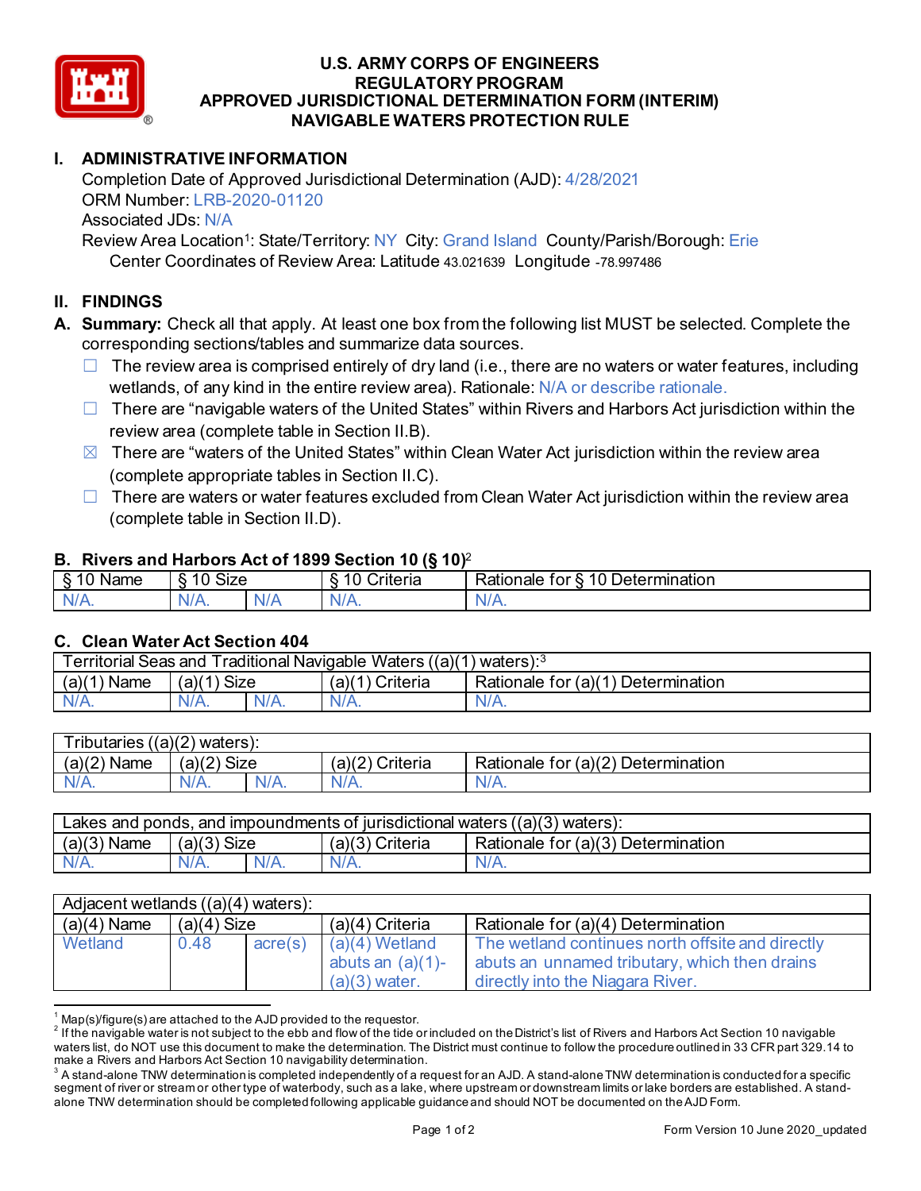# U.S. ARMY CORPS OF ENGINEERS
# REGULATORY PROGRAM
# APPROVED JURISDICTIONAL DETERMINATION FORM (INTERIM)
# NAVIGABLE WATERS PROTECTION RULE

## I. ADMINISTRATIVE INFORMATION

Completion Date of Approved Jurisdictional Determination (AJD): 4/28/2021
ORM Number: LRB-2020-01120
Associated JDs: N/A
Review Area Location[1]: State/Territory: NY City: Grand Island County/Parish/Borough: Erie
Center Coordinates of Review Area: Latitude 43.021639 Longitude -78.997486

## II. FINDINGS

**A. Summary:** Check all that apply. At least one box from the following list MUST be selected. Complete the corresponding sections/tables and summarize data sources.

- ☐ The review area is comprised entirely of dry land (i.e., there are no waters or water features, including wetlands, of any kind in the entire review area). Rationale: N/A or describe rationale.
- ☐ There are "navigable waters of the United States" within Rivers and Harbors Act jurisdiction within the review area (complete table in Section II.B).
- ☒ There are "waters of the United States" within Clean Water Act jurisdiction within the review area (complete appropriate tables in Section II.C).
- ☐ There are waters or water features excluded from Clean Water Act jurisdiction within the review area (complete table in Section II.D).

### B. Rivers and Harbors Act of 1899 Section 10 (§ 10)[2]

| § 10 Name | § 10 Size | | § 10 Criteria | Rationale for § 10 Determination |
|---|---|---|---|---|
| N/A. | N/A. | N/A | N/A. | N/A. |

### C. Clean Water Act Section 404

| Territorial Seas and Traditional Navigable Waters ((a)(1) waters):[3] | | | | |
|---|---|---|---|---|
| (a)(1) Name | (a)(1) Size | | (a)(1) Criteria | Rationale for (a)(1) Determination |
| N/A. | N/A. | N/A. | N/A. | N/A. |

| Tributaries ((a)(2) waters): | | | | |
|---|---|---|---|---|
| (a)(2) Name | (a)(2) Size | | (a)(2) Criteria | Rationale for (a)(2) Determination |
| N/A. | N/A. | N/A. | N/A. | N/A. |

| Lakes and ponds, and impoundments of jurisdictional waters ((a)(3) waters): | | | | |
|---|---|---|---|---|
| (a)(3) Name | (a)(3) Size | | (a)(3) Criteria | Rationale for (a)(3) Determination |
| N/A. | N/A. | N/A. | N/A. | N/A. |

| Adjacent wetlands ((a)(4) waters): | | | | |
|---|---|---|---|---|
| (a)(4) Name | (a)(4) Size | | (a)(4) Criteria | Rationale for (a)(4) Determination |
| Wetland | 0.48 | acre(s) | (a)(4) Wetland abuts an (a)(1)-(a)(3) water. | The wetland continues north offsite and directly abuts an unnamed tributary, which then drains directly into the Niagara River. |

---

[1] Map(s)/figure(s) are attached to the AJD provided to the requestor.
[2] If the navigable water is not subject to the ebb and flow of the tide or included on the District's list of Rivers and Harbors Act Section 10 navigable waters list, do NOT use this document to make the determination. The District must continue to follow the procedure outlined in 33 CFR part 329.14 to make a Rivers and Harbors Act Section 10 navigability determination.
[3] A stand-alone TNW determination is completed independently of a request for an AJD. A stand-alone TNW determination is conducted for a specific segment of river or stream or other type of waterbody, such as a lake, where upstream or downstream limits or lake borders are established. A stand-alone TNW determination should be completed following applicable guidance and should NOT be documented on the AJD Form.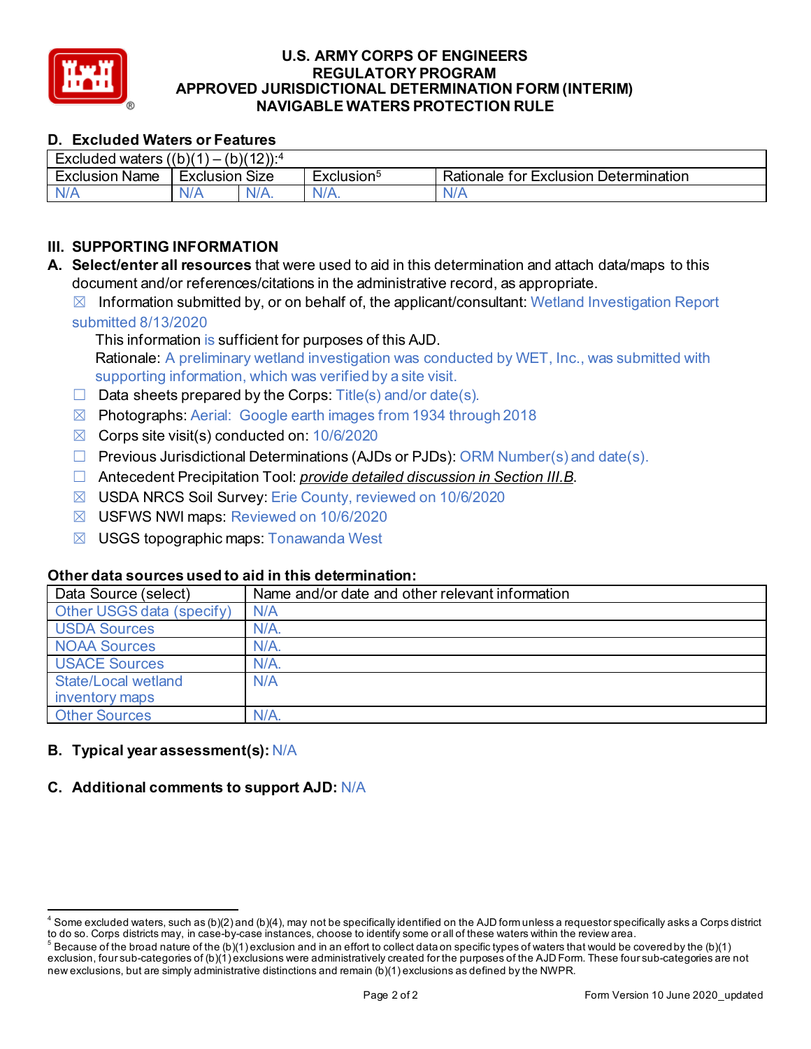**U.S. ARMY CORPS OF ENGINEERS**
**REGULATORY PROGRAM**
**APPROVED JURISDICTIONAL DETERMINATION FORM (INTERIM)**
**NAVIGABLE WATERS PROTECTION RULE**

## D. Excluded Waters or Features

| Excluded waters ((b)(1) – (b)(12)):[4] | | | | |
|---|---|---|---|---|
| Exclusion Name | Exclusion Size | | Exclusion[5] | Rationale for Exclusion Determination |
| N/A | N/A | N/A. | N/A. | N/A |

## III. SUPPORTING INFORMATION

**A. Select/enter all resources** that were used to aid in this determination and attach data/maps to this document and/or references/citations in the administrative record, as appropriate.

☒ Information submitted by, or on behalf of, the applicant/consultant: Wetland Investigation Report submitted 8/13/2020
This information is sufficient for purposes of this AJD.
Rationale: A preliminary wetland investigation was conducted by WET, Inc., was submitted with supporting information, which was verified by a site visit.

☐ Data sheets prepared by the Corps: Title(s) and/or date(s).

☒ Photographs: Aerial: Google earth images from 1934 through 2018

☒ Corps site visit(s) conducted on: 10/6/2020

☐ Previous Jurisdictional Determinations (AJDs or PJDs): ORM Number(s) and date(s).

☐ Antecedent Precipitation Tool: *provide detailed discussion in Section III.B*.

☒ USDA NRCS Soil Survey: Erie County, reviewed on 10/6/2020

☒ USFWS NWI maps: Reviewed on 10/6/2020

☒ USGS topographic maps: Tonawanda West

### Other data sources used to aid in this determination:

| Data Source (select) | Name and/or date and other relevant information |
|---|---|
| Other USGS data (specify) | N/A |
| USDA Sources | N/A. |
| NOAA Sources | N/A. |
| USACE Sources | N/A. |
| State/Local wetland inventory maps | N/A |
| Other Sources | N/A. |

**B. Typical year assessment(s):** N/A

**C. Additional comments to support AJD:** N/A

---

[4] Some excluded waters, such as (b)(2) and (b)(4), may not be specifically identified on the AJD form unless a requestor specifically asks a Corps district to do so. Corps districts may, in case-by-case instances, choose to identify some or all of these waters within the review area.

[5] Because of the broad nature of the (b)(1) exclusion and in an effort to collect data on specific types of waters that would be covered by the (b)(1) exclusion, four sub-categories of (b)(1) exclusions were administratively created for the purposes of the AJD Form. These four sub-categories are not new exclusions, but are simply administrative distinctions and remain (b)(1) exclusions as defined by the NWPR.

Form Version 10 June 2020_updated